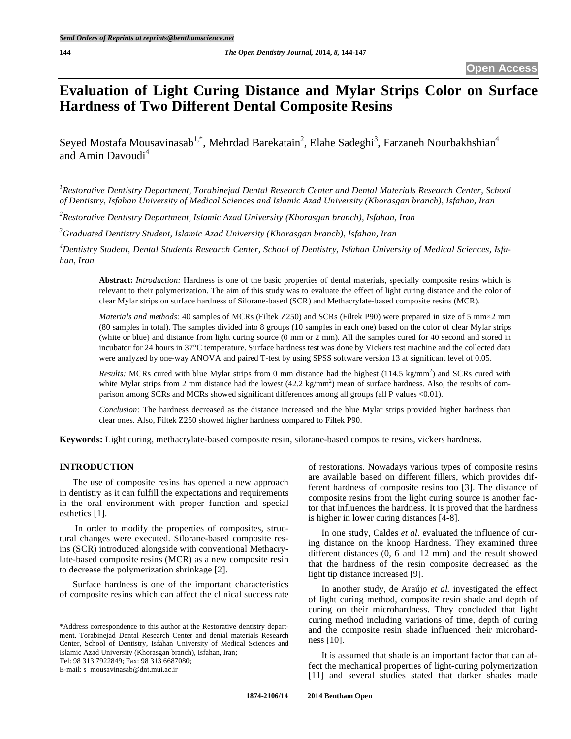# Evaluation of Light Curing Distance and Mylar Strips Color on Surface Hardness of Two Different Dental Composite Resins

Seyed Mostafa Mousavinasab[1,*], Mehrdad Barekatain[2], Elahe Sadeghi[3], Farzaneh Nourbakhshian[4] and Amin Davoudi[4]

[1]*Restorative Dentistry Department, Torabinejad Dental Research Center and Dental Materials Research Center, School of Dentistry, Isfahan University of Medical Sciences and Islamic Azad University (Khorasgan branch), Isfahan, Iran*

[2]*Restorative Dentistry Department, Islamic Azad University (Khorasgan branch), Isfahan, Iran*

[3]*Graduated Dentistry Student, Islamic Azad University (Khorasgan branch), Isfahan, Iran*

[4]*Dentistry Student, Dental Students Research Center, School of Dentistry, Isfahan University of Medical Sciences, Isfahan, Iran*

**Abstract:** *Introduction:* Hardness is one of the basic properties of dental materials, specially composite resins which is relevant to their polymerization. The aim of this study was to evaluate the effect of light curing distance and the color of clear Mylar strips on surface hardness of Silorane-based (SCR) and Methacrylate-based composite resins (MCR).

*Materials and methods:* 40 samples of MCRs (Filtek Z250) and SCRs (Filtek P90) were prepared in size of 5 mm×2 mm (80 samples in total). The samples divided into 8 groups (10 samples in each one) based on the color of clear Mylar strips (white or blue) and distance from light curing source (0 mm or 2 mm). All the samples cured for 40 second and stored in incubator for 24 hours in 37°C temperature. Surface hardness test was done by Vickers test machine and the collected data were analyzed by one-way ANOVA and paired T-test by using SPSS software version 13 at significant level of 0.05.

*Results:* MCRs cured with blue Mylar strips from 0 mm distance had the highest (114.5 kg/mm$^2$) and SCRs cured with white Mylar strips from 2 mm distance had the lowest (42.2 kg/mm$^2$) mean of surface hardness. Also, the results of comparison among SCRs and MCRs showed significant differences among all groups (all P values <0.01).

*Conclusion:* The hardness decreased as the distance increased and the blue Mylar strips provided higher hardness than clear ones. Also, Filtek Z250 showed higher hardness compared to Filtek P90.

**Keywords:** Light curing, methacrylate-based composite resin, silorane-based composite resins, vickers hardness.

## INTRODUCTION

The use of composite resins has opened a new approach in dentistry as it can fulfill the expectations and requirements in the oral environment with proper function and special esthetics [1].

In order to modify the properties of composites, structural changes were executed. Silorane-based composite resins (SCR) introduced alongside with conventional Methacrylate-based composite resins (MCR) as a new composite resin to decrease the polymerization shrinkage [2].

Surface hardness is one of the important characteristics of composite resins which can affect the clinical success rate of restorations. Nowadays various types of composite resins are available based on different fillers, which provides different hardness of composite resins too [3]. The distance of composite resins from the light curing source is another factor that influences the hardness. It is proved that the hardness is higher in lower curing distances [4-8].

In one study, Caldes *et al.* evaluated the influence of curing distance on the knoop Hardness. They examined three different distances (0, 6 and 12 mm) and the result showed that the hardness of the resin composite decreased as the light tip distance increased [9].

In another study, de Araújo *et al.* investigated the effect of light curing method, composite resin shade and depth of curing on their microhardness. They concluded that light curing method including variations of time, depth of curing and the composite resin shade influenced their microhardness [10].

It is assumed that shade is an important factor that can affect the mechanical properties of light-curing polymerization [11] and several studies stated that darker shades made

*Address correspondence to this author at the Restorative dentistry department, Torabinejad Dental Research Center and dental materials Research Center, School of Dentistry, Isfahan University of Medical Sciences and Islamic Azad University (Khorasgan branch), Isfahan, Iran; Tel: 98 313 7922849; Fax: 98 313 6687080; E-mail: s_mousavinasab@dnt.mui.ac.ir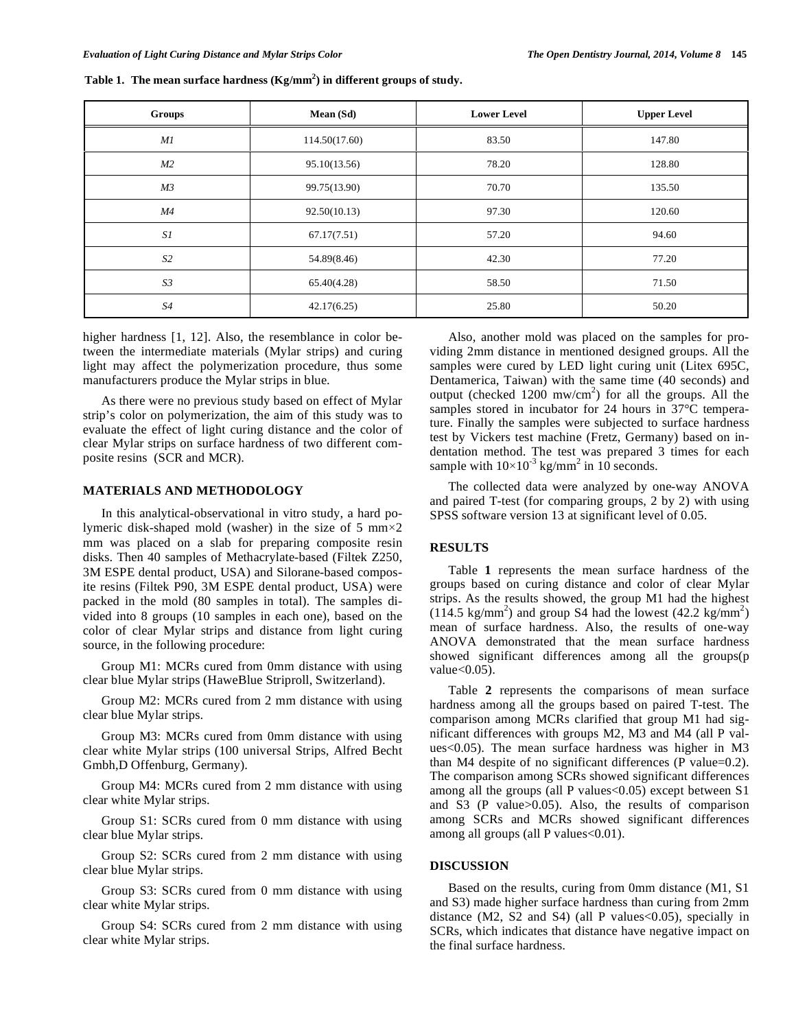**Table 1. The mean surface hardness (Kg/mm$^2$) in different groups of study.**

| Groups | Mean (Sd) | Lower Level | Upper Level |
|---|---|---|---|
| *M1* | 114.50(17.60) | 83.50 | 147.80 |
| *M2* | 95.10(13.56) | 78.20 | 128.80 |
| *M3* | 99.75(13.90) | 70.70 | 135.50 |
| *M4* | 92.50(10.13) | 97.30 | 120.60 |
| *S1* | 67.17(7.51) | 57.20 | 94.60 |
| *S2* | 54.89(8.46) | 42.30 | 77.20 |
| *S3* | 65.40(4.28) | 58.50 | 71.50 |
| *S4* | 42.17(6.25) | 25.80 | 50.20 |

higher hardness [1, 12]. Also, the resemblance in color between the intermediate materials (Mylar strips) and curing light may affect the polymerization procedure, thus some manufacturers produce the Mylar strips in blue.

As there were no previous study based on effect of Mylar strip's color on polymerization, the aim of this study was to evaluate the effect of light curing distance and the color of clear Mylar strips on surface hardness of two different composite resins (SCR and MCR).

## MATERIALS AND METHODOLOGY

In this analytical-observational in vitro study, a hard polymeric disk-shaped mold (washer) in the size of 5 mm×2 mm was placed on a slab for preparing composite resin disks. Then 40 samples of Methacrylate-based (Filtek Z250, 3M ESPE dental product, USA) and Silorane-based composite resins (Filtek P90, 3M ESPE dental product, USA) were packed in the mold (80 samples in total). The samples divided into 8 groups (10 samples in each one), based on the color of clear Mylar strips and distance from light curing source, in the following procedure:

Group M1: MCRs cured from 0mm distance with using clear blue Mylar strips (HaweBlue Striproll, Switzerland).

Group M2: MCRs cured from 2 mm distance with using clear blue Mylar strips.

Group M3: MCRs cured from 0mm distance with using clear white Mylar strips (100 universal Strips, Alfred Becht Gmbh,D Offenburg, Germany).

Group M4: MCRs cured from 2 mm distance with using clear white Mylar strips.

Group S1: SCRs cured from 0 mm distance with using clear blue Mylar strips.

Group S2: SCRs cured from 2 mm distance with using clear blue Mylar strips.

Group S3: SCRs cured from 0 mm distance with using clear white Mylar strips.

Group S4: SCRs cured from 2 mm distance with using clear white Mylar strips.

Also, another mold was placed on the samples for providing 2mm distance in mentioned designed groups. All the samples were cured by LED light curing unit (Litex 695C, Dentamerica, Taiwan) with the same time (40 seconds) and output (checked 1200 mw/cm$^2$) for all the groups. All the samples stored in incubator for 24 hours in 37°C temperature. Finally the samples were subjected to surface hardness test by Vickers test machine (Fretz, Germany) based on indentation method. The test was prepared 3 times for each sample with $10{\times}10^{-3}$ kg/mm$^2$ in 10 seconds.

The collected data were analyzed by one-way ANOVA and paired T-test (for comparing groups, 2 by 2) with using SPSS software version 13 at significant level of 0.05.

## RESULTS

Table **1** represents the mean surface hardness of the groups based on curing distance and color of clear Mylar strips. As the results showed, the group M1 had the highest (114.5 kg/mm$^2$) and group S4 had the lowest (42.2 kg/mm$^2$) mean of surface hardness. Also, the results of one-way ANOVA demonstrated that the mean surface hardness showed significant differences among all the groups(p value<0.05).

Table **2** represents the comparisons of mean surface hardness among all the groups based on paired T-test. The comparison among MCRs clarified that group M1 had significant differences with groups M2, M3 and M4 (all P values<0.05). The mean surface hardness was higher in M3 than M4 despite of no significant differences (P value=0.2). The comparison among SCRs showed significant differences among all the groups (all P values<0.05) except between S1 and S3 (P value>0.05). Also, the results of comparison among SCRs and MCRs showed significant differences among all groups (all P values<0.01).

## DISCUSSION

Based on the results, curing from 0mm distance (M1, S1 and S3) made higher surface hardness than curing from 2mm distance (M2, S2 and S4) (all P values<0.05), specially in SCRs, which indicates that distance have negative impact on the final surface hardness.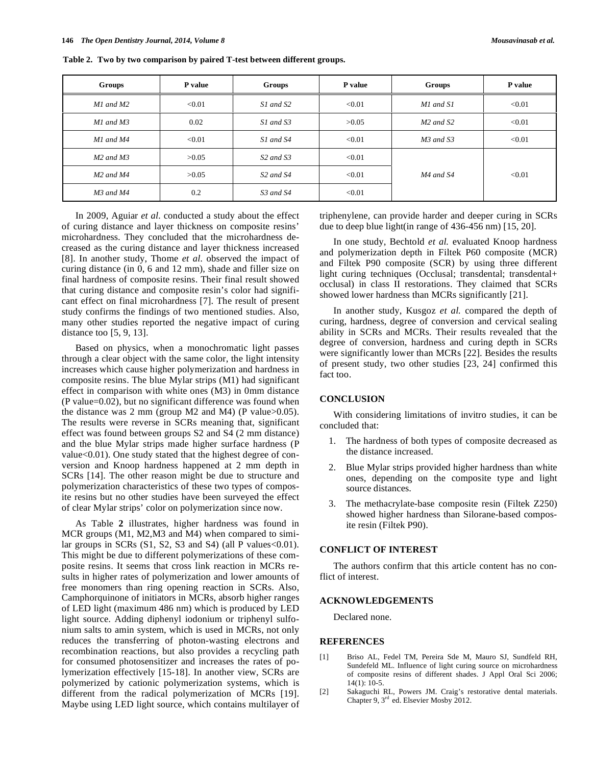**Table 2. Two by two comparison by paired T-test between different groups.**

| Groups | P value | Groups | P value | Groups | P value |
|---|---|---|---|---|---|
| *M1 and M2* | <0.01 | *S1 and S2* | <0.01 | *M1 and S1* | <0.01 |
| *M1 and M3* | 0.02 | *S1 and S3* | >0.05 | *M2 and S2* | <0.01 |
| *M1 and M4* | <0.01 | *S1 and S4* | <0.01 | *M3 and S3* | <0.01 |
| *M2 and M3* | >0.05 | *S2 and S3* | <0.01 | *M4 and S4* | <0.01 |
| *M2 and M4* | >0.05 | *S2 and S4* | <0.01 | | |
| *M3 and M4* | 0.2 | *S3 and S4* | <0.01 | | |

In 2009, Aguiar *et al.* conducted a study about the effect of curing distance and layer thickness on composite resins' microhardness. They concluded that the microhardness decreased as the curing distance and layer thickness increased [8]. In another study, Thome *et al.* observed the impact of curing distance (in 0, 6 and 12 mm), shade and filler size on final hardness of composite resins. Their final result showed that curing distance and composite resin's color had significant effect on final microhardness [7]. The result of present study confirms the findings of two mentioned studies. Also, many other studies reported the negative impact of curing distance too [5, 9, 13].

Based on physics, when a monochromatic light passes through a clear object with the same color, the light intensity increases which cause higher polymerization and hardness in composite resins. The blue Mylar strips (M1) had significant effect in comparison with white ones (M3) in 0mm distance (P value=0.02), but no significant difference was found when the distance was 2 mm (group M2 and M4) (P value>0.05). The results were reverse in SCRs meaning that, significant effect was found between groups S2 and S4 (2 mm distance) and the blue Mylar strips made higher surface hardness (P value<0.01). One study stated that the highest degree of conversion and Knoop hardness happened at 2 mm depth in SCRs [14]. The other reason might be due to structure and polymerization characteristics of these two types of composite resins but no other studies have been surveyed the effect of clear Mylar strips' color on polymerization since now.

As Table **2** illustrates, higher hardness was found in MCR groups (M1, M2,M3 and M4) when compared to similar groups in SCRs (S1, S2, S3 and S4) (all P values<0.01). This might be due to different polymerizations of these composite resins. It seems that cross link reaction in MCRs results in higher rates of polymerization and lower amounts of free monomers than ring opening reaction in SCRs. Also, Camphorquinone of initiators in MCRs, absorb higher ranges of LED light (maximum 486 nm) which is produced by LED light source. Adding diphenyl iodonium or triphenyl sulfonium salts to amin system, which is used in MCRs, not only reduces the transferring of photon-wasting electrons and recombination reactions, but also provides a recycling path for consumed photosensitizer and increases the rates of polymerization effectively [15-18]. In another view, SCRs are polymerized by cationic polymerization systems, which is different from the radical polymerization of MCRs [19]. Maybe using LED light source, which contains multilayer of triphenylene, can provide harder and deeper curing in SCRs due to deep blue light(in range of 436-456 nm) [15, 20].

In one study, Bechtold *et al.* evaluated Knoop hardness and polymerization depth in Filtek P60 composite (MCR) and Filtek P90 composite (SCR) by using three different light curing techniques (Occlusal; transdental; transdental+ occlusal) in class II restorations. They claimed that SCRs showed lower hardness than MCRs significantly [21].

In another study, Kusgoz *et al.* compared the depth of curing, hardness, degree of conversion and cervical sealing ability in SCRs and MCRs. Their results revealed that the degree of conversion, hardness and curing depth in SCRs were significantly lower than MCRs [22]. Besides the results of present study, two other studies [23, 24] confirmed this fact too.

## CONCLUSION

With considering limitations of invitro studies, it can be concluded that:

1. The hardness of both types of composite decreased as the distance increased.
2. Blue Mylar strips provided higher hardness than white ones, depending on the composite type and light source distances.
3. The methacrylate-base composite resin (Filtek Z250) showed higher hardness than Silorane-based composite resin (Filtek P90).

## CONFLICT OF INTEREST

The authors confirm that this article content has no conflict of interest.

## ACKNOWLEDGEMENTS

Declared none.

## REFERENCES

[1] Briso AL, Fedel TM, Pereira Sde M, Mauro SJ, Sundfeld RH, Sundefeld ML. Influence of light curing source on microhardness of composite resins of different shades. J Appl Oral Sci 2006; 14(1): 10-5.

[2] Sakaguchi RL, Powers JM. Craig's restorative dental materials. Chapter 9, 3rd ed. Elsevier Mosby 2012.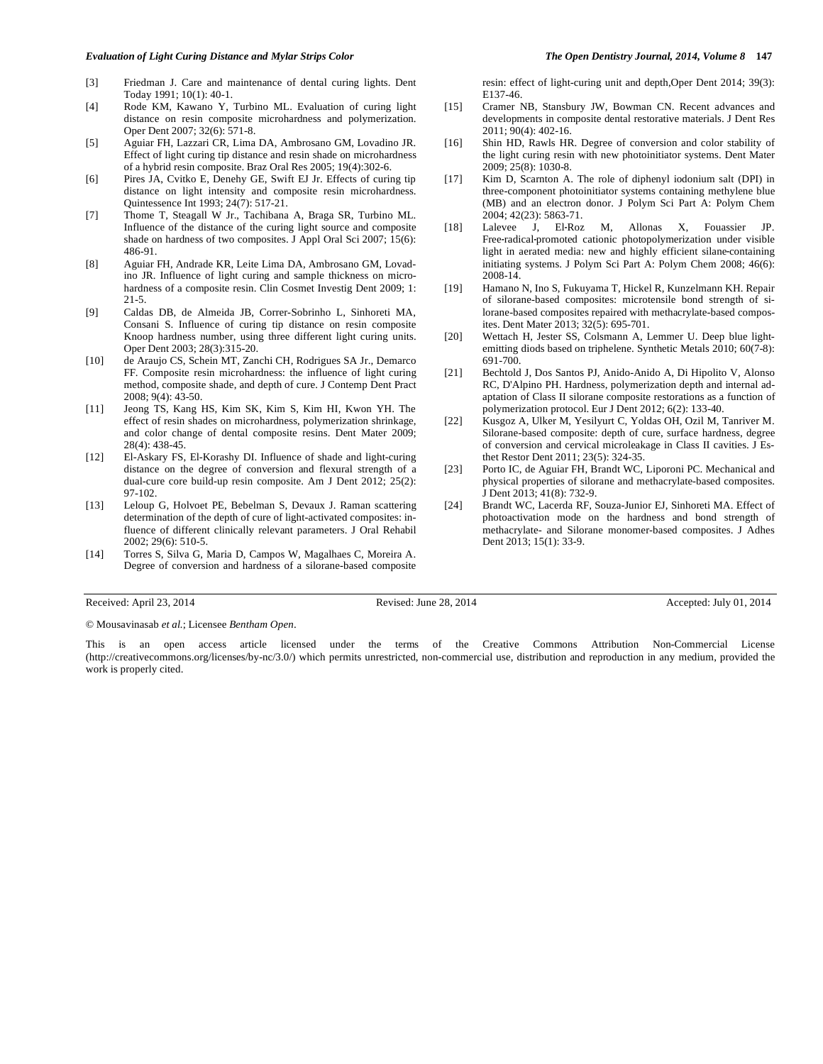[3] Friedman J. Care and maintenance of dental curing lights. Dent Today 1991; 10(1): 40-1.

[4] Rode KM, Kawano Y, Turbino ML. Evaluation of curing light distance on resin composite microhardness and polymerization. Oper Dent 2007; 32(6): 571-8.

[5] Aguiar FH, Lazzari CR, Lima DA, Ambrosano GM, Lovadino JR. Effect of light curing tip distance and resin shade on microhardness of a hybrid resin composite. Braz Oral Res 2005; 19(4):302-6.

[6] Pires JA, Cvitko E, Denehy GE, Swift EJ Jr. Effects of curing tip distance on light intensity and composite resin microhardness. Quintessence Int 1993; 24(7): 517-21.

[7] Thome T, Steagall W Jr., Tachibana A, Braga SR, Turbino ML. Influence of the distance of the curing light source and composite shade on hardness of two composites. J Appl Oral Sci 2007; 15(6): 486-91.

[8] Aguiar FH, Andrade KR, Leite Lima DA, Ambrosano GM, Lovadino JR. Influence of light curing and sample thickness on microhardness of a composite resin. Clin Cosmet Investig Dent 2009; 1: 21-5.

[9] Caldas DB, de Almeida JB, Correr-Sobrinho L, Sinhoreti MA, Consani S. Influence of curing tip distance on resin composite Knoop hardness number, using three different light curing units. Oper Dent 2003; 28(3):315-20.

[10] de Araujo CS, Schein MT, Zanchi CH, Rodrigues SA Jr., Demarco FF. Composite resin microhardness: the influence of light curing method, composite shade, and depth of cure. J Contemp Dent Pract 2008; 9(4): 43-50.

[11] Jeong TS, Kang HS, Kim SK, Kim S, Kim HI, Kwon YH. The effect of resin shades on microhardness, polymerization shrinkage, and color change of dental composite resins. Dent Mater 2009; 28(4): 438-45.

[12] El-Askary FS, El-Korashy DI. Influence of shade and light-curing distance on the degree of conversion and flexural strength of a dual-cure core build-up resin composite. Am J Dent 2012; 25(2): 97-102.

[13] Leloup G, Holvoet PE, Bebelman S, Devaux J. Raman scattering determination of the depth of cure of light-activated composites: influence of different clinically relevant parameters. J Oral Rehabil 2002; 29(6): 510-5.

[14] Torres S, Silva G, Maria D, Campos W, Magalhaes C, Moreira A. Degree of conversion and hardness of a silorane-based composite resin: effect of light-curing unit and depth,Oper Dent 2014; 39(3): E137-46.

[15] Cramer NB, Stansbury JW, Bowman CN. Recent advances and developments in composite dental restorative materials. J Dent Res 2011; 90(4): 402-16.

[16] Shin HD, Rawls HR. Degree of conversion and color stability of the light curing resin with new photoinitiator systems. Dent Mater 2009; 25(8): 1030-8.

[17] Kim D, Scarnton A. The role of diphenyl iodonium salt (DPI) in three-component photoinitiator systems containing methylene blue (MB) and an electron donor. J Polym Sci Part A: Polym Chem 2004; 42(23): 5863-71.

[18] Lalevee J, El-Roz M, Allonas X, Fouassier JP. Free-radical-promoted cationic photopolymerization under visible light in aerated media: new and highly efficient silane-containing initiating systems. J Polym Sci Part A: Polym Chem 2008; 46(6): 2008-14.

[19] Hamano N, Ino S, Fukuyama T, Hickel R, Kunzelmann KH. Repair of silorane-based composites: microtensile bond strength of silorane-based composites repaired with methacrylate-based composites. Dent Mater 2013; 32(5): 695-701.

[20] Wettach H, Jester SS, Colsmann A, Lemmer U. Deep blue light-emitting diods based on triphelene. Synthetic Metals 2010; 60(7-8): 691-700.

[21] Bechtold J, Dos Santos PJ, Anido-Anido A, Di Hipolito V, Alonso RC, D'Alpino PH. Hardness, polymerization depth and internal adaptation of Class II silorane composite restorations as a function of polymerization protocol. Eur J Dent 2012; 6(2): 133-40.

[22] Kusgoz A, Ulker M, Yesilyurt C, Yoldas OH, Ozil M, Tanriver M. Silorane-based composite: depth of cure, surface hardness, degree of conversion and cervical microleakage in Class II cavities. J Esthet Restor Dent 2011; 23(5): 324-35.

[23] Porto IC, de Aguiar FH, Brandt WC, Liporoni PC. Mechanical and physical properties of silorane and methacrylate-based composites. J Dent 2013; 41(8): 732-9.

[24] Brandt WC, Lacerda RF, Souza-Junior EJ, Sinhoreti MA. Effect of photoactivation mode on the hardness and bond strength of methacrylate- and Silorane monomer-based composites. J Adhes Dent 2013; 15(1): 33-9.

Received: April 23, 2014 Revised: June 28, 2014 Accepted: July 01, 2014

© Mousavinasab *et al.*; Licensee *Bentham Open*.

This is an open access article licensed under the terms of the Creative Commons Attribution Non-Commercial License (http://creativecommons.org/licenses/by-nc/3.0/) which permits unrestricted, non-commercial use, distribution and reproduction in any medium, provided the work is properly cited.